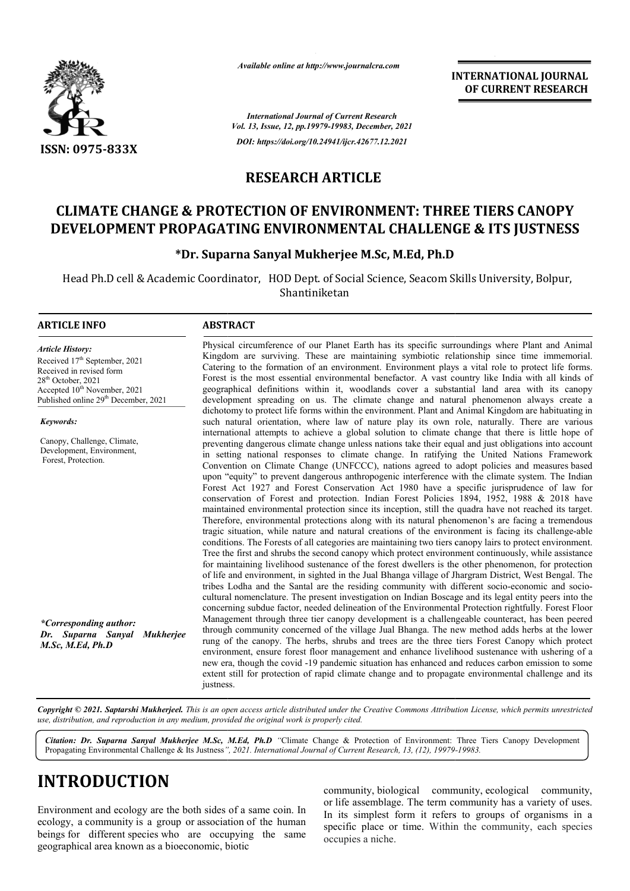*Available online at http://www.journalcra.com*

*International Journal of Current Research*
*Vol. 13, Issue, 12, pp.19979-19983, December, 2021*

*DOI: https://doi.org/10.24941/ijcr.42677.12.2021*

**INTERNATIONAL JOURNAL OF CURRENT RESEARCH**

ISSN: 0975-833X

## RESEARCH ARTICLE

# CLIMATE CHANGE & PROTECTION OF ENVIRONMENT: THREE TIERS CANOPY DEVELOPMENT PROPAGATING ENVIRONMENTAL CHALLENGE & ITS JUSTNESS

**\*Dr. Suparna Sanyal Mukherjee M.Sc, M.Ed, Ph.D**

Head Ph.D cell & Academic Coordinator, HOD Dept. of Social Science, Seacom Skills University, Bolpur, Shantiniketan

**ARTICLE INFO**

*Article History:*

Received 17th September, 2021
Received in revised form 28th October, 2021
Accepted 10th November, 2021
Published online 29th December, 2021

*Keywords:*

Canopy, Challenge, Climate, Development, Environment, Forest, Protection.

*\*Corresponding author:*
*Dr. Suparna Sanyal Mukherjee M.Sc, M.Ed, Ph.D*

**ABSTRACT**

Physical circumference of our Planet Earth has its specific surroundings where Plant and Animal Kingdom are surviving. These are maintaining symbiotic relationship since time immemorial. Catering to the formation of an environment. Environment plays a vital role to protect life forms. Forest is the most essential environmental benefactor. A vast country like India with all kinds of geographical definitions within it, woodlands cover a substantial land area with its canopy development spreading on us. The climate change and natural phenomenon always create a dichotomy to protect life forms within the environment. Plant and Animal Kingdom are habituating in such natural orientation, where law of nature play its own role, naturally. There are various international attempts to achieve a global solution to climate change that there is little hope of preventing dangerous climate change unless nations take their equal and just obligations into account in setting national responses to climate change. In ratifying the United Nations Framework Convention on Climate Change (UNFCCC), nations agreed to adopt policies and measures based upon "equity" to prevent dangerous anthropogenic interference with the climate system. The Indian Forest Act 1927 and Forest Conservation Act 1980 have a specific jurisprudence of law for conservation of Forest and protection. Indian Forest Policies 1894, 1952, 1988 & 2018 have maintained environmental protection since its inception, still the quadra have not reached its target. Therefore, environmental protections along with its natural phenomenon's are facing a tremendous tragic situation, while nature and natural creations of the environment is facing its challenge-able conditions. The Forests of all categories are maintaining two tiers canopy lairs to protect environment. Tree the first and shrubs the second canopy which protect environment continuously, while assistance for maintaining livelihood sustenance of the forest dwellers is the other phenomenon, for protection of life and environment, in sighted in the Jual Bhanga village of Jhargram District, West Bengal. The tribes Lodha and the Santal are the residing community with different socio-economic and socio-cultural nomenclature. The present investigation on Indian Boscage and its legal entity peers into the concerning subdue factor, needed delineation of the Environmental Protection rightfully. Forest Floor Management through three tier canopy development is a challengeable counteract, has been peered through community concerned of the village Jual Bhanga. The new method adds herbs at the lower rung of the canopy. The herbs, shrubs and trees are the three tiers Forest Canopy which protect environment, ensure forest floor management and enhance livelihood sustenance with ushering of a new era, though the covid -19 pandemic situation has enhanced and reduces carbon emission to some extent still for protection of rapid climate change and to propagate environmental challenge and its justness.

***Copyright © 2021. Saptarshi Mukherjeel.** This is an open access article distributed under the Creative Commons Attribution License, which permits unrestricted use, distribution, and reproduction in any medium, provided the original work is properly cited.*

***Citation: Dr. Suparna Sanyal Mukherjee M.Sc, M.Ed, Ph.D** "Climate Change & Protection of Environment: Three Tiers Canopy Development Propagating Environmental Challenge & Its Justness", 2021. International Journal of Current Research, 13, (12), 19979-19983.*

# INTRODUCTION

Environment and ecology are the both sides of a same coin. In ecology, a community is a group or association of the human beings for different species who are occupying the same geographical area known as a bioeconomic, biotic community, biological community, ecological community, or life assemblage. The term community has a variety of uses. In its simplest form it refers to groups of organisms in a specific place or time. Within the community, each species occupies a niche.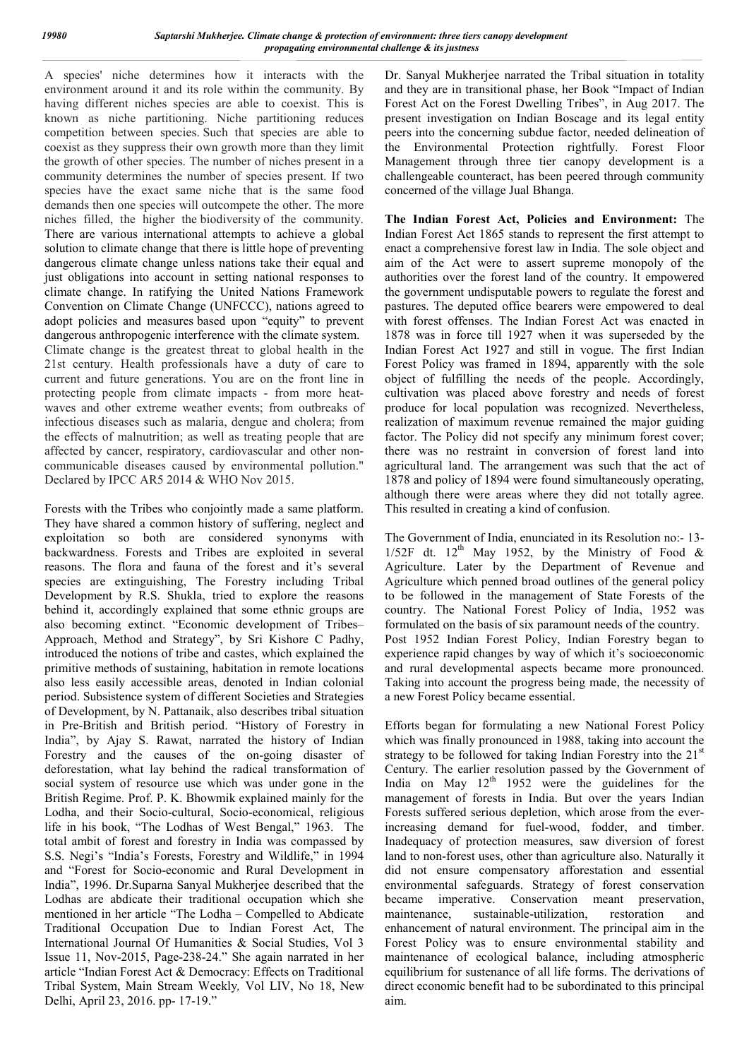A species' niche determines how it interacts with the environment around it and its role within the community. By having different niches species are able to coexist. This is known as niche partitioning. Niche partitioning reduces competition between species. Such that species are able to coexist as they suppress their own growth more than they limit the growth of other species. The number of niches present in a community determines the number of species present. If two species have the exact same niche that is the same food demands then one species will outcompete the other. The more niches filled, the higher the biodiversity of the community. There are various international attempts to achieve a global solution to climate change that there is little hope of preventing dangerous climate change unless nations take their equal and just obligations into account in setting national responses to climate change. In ratifying the United Nations Framework Convention on Climate Change (UNFCCC), nations agreed to adopt policies and measures based upon "equity" to prevent dangerous anthropogenic interference with the climate system. Climate change is the greatest threat to global health in the 21st century. Health professionals have a duty of care to current and future generations. You are on the front line in protecting people from climate impacts - from more heat-waves and other extreme weather events; from outbreaks of infectious diseases such as malaria, dengue and cholera; from the effects of malnutrition; as well as treating people that are affected by cancer, respiratory, cardiovascular and other non-communicable diseases caused by environmental pollution." Declared by IPCC AR5 2014 & WHO Nov 2015.

Forests with the Tribes who conjointly made a same platform. They have shared a common history of suffering, neglect and exploitation so both are considered synonyms with backwardness. Forests and Tribes are exploited in several reasons. The flora and fauna of the forest and it's several species are extinguishing, The Forestry including Tribal Development by R.S. Shukla, tried to explore the reasons behind it, accordingly explained that some ethnic groups are also becoming extinct. "Economic development of Tribes– Approach, Method and Strategy", by Sri Kishore C Padhy, introduced the notions of tribe and castes, which explained the primitive methods of sustaining, habitation in remote locations also less easily accessible areas, denoted in Indian colonial period. Subsistence system of different Societies and Strategies of Development, by N. Pattanaik, also describes tribal situation in Pre-British and British period. "History of Forestry in India", by Ajay S. Rawat, narrated the history of Indian Forestry and the causes of the on-going disaster of deforestation, what lay behind the radical transformation of social system of resource use which was under gone in the British Regime. Prof. P. K. Bhowmik explained mainly for the Lodha, and their Socio-cultural, Socio-economical, religious life in his book, "The Lodhas of West Bengal," 1963. The total ambit of forest and forestry in India was compassed by S.S. Negi's "India's Forests, Forestry and Wildlife," in 1994 and "Forest for Socio-economic and Rural Development in India", 1996. Dr.Suparna Sanyal Mukherjee described that the Lodhas are abdicate their traditional occupation which she mentioned in her article "The Lodha – Compelled to Abdicate Traditional Occupation Due to Indian Forest Act, The International Journal Of Humanities & Social Studies, Vol 3 Issue 11, Nov-2015, Page-238-24." She again narrated in her article "Indian Forest Act & Democracy: Effects on Traditional Tribal System, Main Stream Weekly*,* Vol LIV, No 18, New Delhi, April 23, 2016. pp- 17-19."

Dr. Sanyal Mukherjee narrated the Tribal situation in totality and they are in transitional phase, her Book "Impact of Indian Forest Act on the Forest Dwelling Tribes", in Aug 2017. The present investigation on Indian Boscage and its legal entity peers into the concerning subdue factor, needed delineation of the Environmental Protection rightfully. Forest Floor Management through three tier canopy development is a challengeable counteract, has been peered through community concerned of the village Jual Bhanga.

**The Indian Forest Act, Policies and Environment:** The Indian Forest Act 1865 stands to represent the first attempt to enact a comprehensive forest law in India. The sole object and aim of the Act were to assert supreme monopoly of the authorities over the forest land of the country. It empowered the government undisputable powers to regulate the forest and pastures. The deputed office bearers were empowered to deal with forest offenses. The Indian Forest Act was enacted in 1878 was in force till 1927 when it was superseded by the Indian Forest Act 1927 and still in vogue. The first Indian Forest Policy was framed in 1894, apparently with the sole object of fulfilling the needs of the people. Accordingly, cultivation was placed above forestry and needs of forest produce for local population was recognized. Nevertheless, realization of maximum revenue remained the major guiding factor. The Policy did not specify any minimum forest cover; there was no restraint in conversion of forest land into agricultural land. The arrangement was such that the act of 1878 and policy of 1894 were found simultaneously operating, although there were areas where they did not totally agree. This resulted in creating a kind of confusion.

The Government of India, enunciated in its Resolution no:- 13-1/52F dt. 12th May 1952, by the Ministry of Food & Agriculture. Later by the Department of Revenue and Agriculture which penned broad outlines of the general policy to be followed in the management of State Forests of the country. The National Forest Policy of India, 1952 was formulated on the basis of six paramount needs of the country. Post 1952 Indian Forest Policy, Indian Forestry began to experience rapid changes by way of which it's socioeconomic and rural developmental aspects became more pronounced. Taking into account the progress being made, the necessity of a new Forest Policy became essential.

Efforts began for formulating a new National Forest Policy which was finally pronounced in 1988, taking into account the strategy to be followed for taking Indian Forestry into the 21st Century. The earlier resolution passed by the Government of India on May 12th 1952 were the guidelines for the management of forests in India. But over the years Indian Forests suffered serious depletion, which arose from the ever-increasing demand for fuel-wood, fodder, and timber. Inadequacy of protection measures, saw diversion of forest land to non-forest uses, other than agriculture also. Naturally it did not ensure compensatory afforestation and essential environmental safeguards. Strategy of forest conservation became imperative. Conservation meant preservation, maintenance, sustainable-utilization, restoration and enhancement of natural environment. The principal aim in the Forest Policy was to ensure environmental stability and maintenance of ecological balance, including atmospheric equilibrium for sustenance of all life forms. The derivations of direct economic benefit had to be subordinated to this principal aim.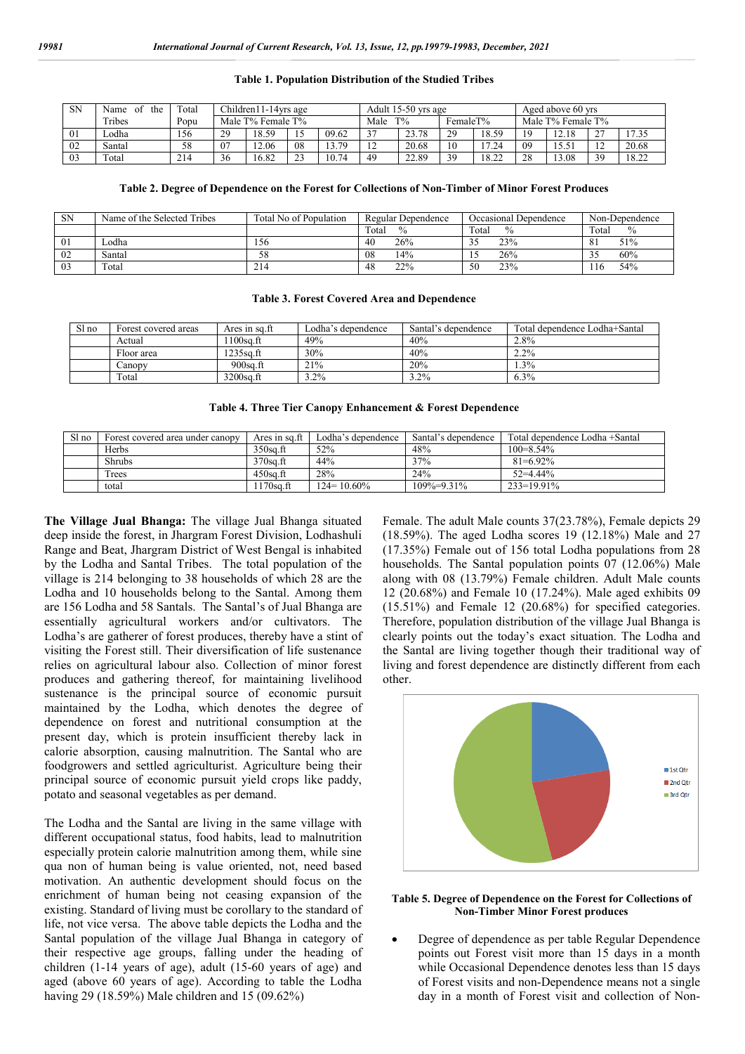**Table 1. Population Distribution of the Studied Tribes**

| SN | Name of the Tribes | Total Popu | Children11-14yrs age | | | | Adult 15-50 yrs age | | | | Aged above 60 yrs | | | |
|---|---|---|---|---|---|---|---|---|---|---|---|---|---|---|
| | | | Male | T% | Female | T% | Male | T% | Female | T% | Male | T% | Female | T% |
| 01 | Lodha | 156 | 29 | 18.59 | 15 | 09.62 | 37 | 23.78 | 29 | 18.59 | 19 | 12.18 | 27 | 17.35 |
| 02 | Santal | 58 | 07 | 12.06 | 08 | 13.79 | 12 | 20.68 | 10 | 17.24 | 09 | 15.51 | 12 | 20.68 |
| 03 | Total | 214 | 36 | 16.82 | 23 | 10.74 | 49 | 22.89 | 39 | 18.22 | 28 | 13.08 | 39 | 18.22 |

**Table 2. Degree of Dependence on the Forest for Collections of Non-Timber of Minor Forest Produces**

| SN | Name of the Selected Tribes | Total No of Population | Regular Dependence | | Occasional Dependence | | Non-Dependence | |
|---|---|---|---|---|---|---|---|---|
| | | | Total | % | Total | % | Total | % |
| 01 | Lodha | 156 | 40 | 26% | 35 | 23% | 81 | 51% |
| 02 | Santal | 58 | 08 | 14% | 15 | 26% | 35 | 60% |
| 03 | Total | 214 | 48 | 22% | 50 | 23% | 116 | 54% |

**Table 3. Forest Covered Area and Dependence**

| Sl no | Forest covered areas | Ares in sq.ft | Lodha's dependence | Santal's dependence | Total dependence Lodha+Santal |
|---|---|---|---|---|---|
| | Actual | 1100sq.ft | 49% | 40% | 2.8% |
| | Floor area | 1235sq.ft | 30% | 40% | 2.2% |
| | Canopy | 900sq.ft | 21% | 20% | 1.3% |
| | Total | 3200sq.ft | 3.2% | 3.2% | 6.3% |

**Table 4. Three Tier Canopy Enhancement & Forest Dependence**

| Sl no | Forest covered area under canopy | Ares in sq.ft | Lodha's dependence | Santal's dependence | Total dependence Lodha +Santal |
|---|---|---|---|---|---|
| | Herbs | 350sq.ft | 52% | 48% | 100=8.54% |
| | Shrubs | 370sq.ft | 44% | 37% | 81=6.92% |
| | Trees | 450sq.ft | 28% | 24% | 52=4.44% |
| | total | 1170sq.ft | 124= 10.60% | 109%=9.31% | 233=19.91% |

**The Village Jual Bhanga:** The village Jual Bhanga situated deep inside the forest, in Jhargram Forest Division, Lodhashuli Range and Beat, Jhargram District of West Bengal is inhabited by the Lodha and Santal Tribes. The total population of the village is 214 belonging to 38 households of which 28 are the Lodha and 10 households belong to the Santal. Among them are 156 Lodha and 58 Santals. The Santal's of Jual Bhanga are essentially agricultural workers and/or cultivators. The Lodha's are gatherer of forest produces, thereby have a stint of visiting the Forest still. Their diversification of life sustenance relies on agricultural labour also. Collection of minor forest produces and gathering thereof, for maintaining livelihood sustenance is the principal source of economic pursuit maintained by the Lodha, which denotes the degree of dependence on forest and nutritional consumption at the present day, which is protein insufficient thereby lack in calorie absorption, causing malnutrition. The Santal who are foodgrowers and settled agriculturist. Agriculture being their principal source of economic pursuit yield crops like paddy, potato and seasonal vegetables as per demand.

The Lodha and the Santal are living in the same village with different occupational status, food habits, lead to malnutrition especially protein calorie malnutrition among them, while sine qua non of human being is value oriented, not, need based motivation. An authentic development should focus on the enrichment of human being not ceasing expansion of the existing. Standard of living must be corollary to the standard of life, not vice versa. The above table depicts the Lodha and the Santal population of the village Jual Bhanga in category of their respective age groups, falling under the heading of children (1-14 years of age), adult (15-60 years of age) and aged (above 60 years of age). According to table the Lodha having 29 (18.59%) Male children and 15 (09.62%) Female. The adult Male counts 37(23.78%), Female depicts 29 (18.59%). The aged Lodha scores 19 (12.18%) Male and 27 (17.35%) Female out of 156 total Lodha populations from 28 households. The Santal population points 07 (12.06%) Male along with 08 (13.79%) Female children. Adult Male counts 12 (20.68%) and Female 10 (17.24%). Male aged exhibits 09 (15.51%) and Female 12 (20.68%) for specified categories. Therefore, population distribution of the village Jual Bhanga is clearly points out the today's exact situation. The Lodha and the Santal are living together though their traditional way of living and forest dependence are distinctly different from each other.

**Table 5. Degree of Dependence on the Forest for Collections of Non-Timber Minor Forest produces**

- Degree of dependence as per table Regular Dependence points out Forest visit more than 15 days in a month while Occasional Dependence denotes less than 15 days of Forest visits and non-Dependence means not a single day in a month of Forest visit and collection of Non-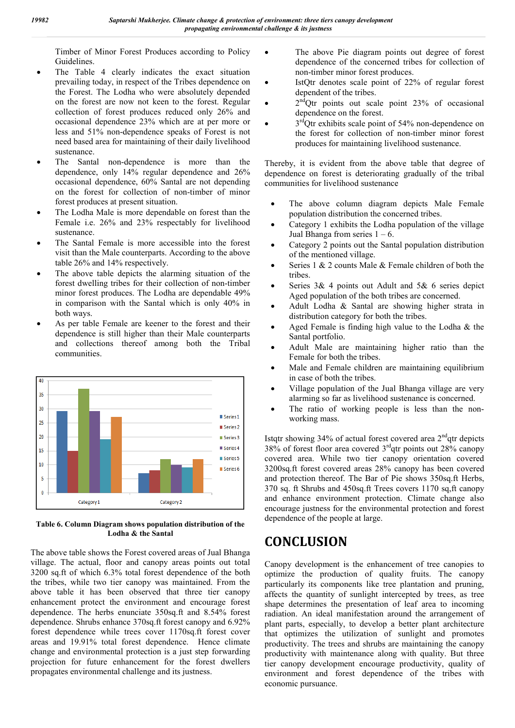Timber of Minor Forest Produces according to Policy Guidelines.

- The Table 4 clearly indicates the exact situation prevailing today, in respect of the Tribes dependence on the Forest. The Lodha who were absolutely depended on the forest are now not keen to the forest. Regular collection of forest produces reduced only 26% and occasional dependence 23% which are at per more or less and 51% non-dependence speaks of Forest is not need based area for maintaining of their daily livelihood sustenance.
- The Santal non-dependence is more than the dependence, only 14% regular dependence and 26% occasional dependence, 60% Santal are not depending on the forest for collection of non-timber of minor forest produces at present situation.
- The Lodha Male is more dependable on forest than the Female i.e. 26% and 23% respectably for livelihood sustenance.
- The Santal Female is more accessible into the forest visit than the Male counterparts. According to the above table 26% and 14% respectively.
- The above table depicts the alarming situation of the forest dwelling tribes for their collection of non-timber minor forest produces. The Lodha are dependable 49% in comparison with the Santal which is only 40% in both ways.
- As per table Female are keener to the forest and their dependence is still higher than their Male counterparts and collections thereof among both the Tribal communities.

| | Series1 | Series2 | Series3 | Series4 | Series5 | Series6 |
|---|---|---|---|---|---|---|
| Category1 | 29 | 15 | 37 | 29 | 19 | 27 |
| Category2 | 7 | 8 | 12 | 10 | 9 | 12 |

**Table 6. Column Diagram shows population distribution of the Lodha & the Santal**

The above table shows the Forest covered areas of Jual Bhanga village. The actual, floor and canopy areas points out total 3200 sq.ft of which 6.3% total forest dependence of the both the tribes, while two tier canopy was maintained. From the above table it has been observed that three tier canopy enhancement protect the environment and encourage forest dependence. The herbs enunciate 350sq.ft and 8.54% forest dependence. Shrubs enhance 370sq.ft forest canopy and 6.92% forest dependence while trees cover 1170sq.ft forest cover areas and 19.91% total forest dependence. Hence climate change and environmental protection is a just step forwarding projection for future enhancement for the forest dwellers propagates environmental challenge and its justness.

- The above Pie diagram points out degree of forest dependence of the concerned tribes for collection of non-timber minor forest produces.
- IstQtr denotes scale point of 22% of regular forest dependent of the tribes.
- 2ndQtr points out scale point 23% of occasional dependence on the forest.
- 3rdQtr exhibits scale point of 54% non-dependence on the forest for collection of non-timber minor forest produces for maintaining livelihood sustenance.

Thereby, it is evident from the above table that degree of dependence on forest is deteriorating gradually of the tribal communities for livelihood sustenance

- The above column diagram depicts Male Female population distribution the concerned tribes.
- Category 1 exhibits the Lodha population of the village Jual Bhanga from series 1 – 6.
- Category 2 points out the Santal population distribution of the mentioned village.
- Series 1 & 2 counts Male & Female children of both the tribes.
- Series 3& 4 points out Adult and 5& 6 series depict Aged population of the both tribes are concerned.
- Adult Lodha & Santal are showing higher strata in distribution category for both the tribes.
- Aged Female is finding high value to the Lodha & the Santal portfolio.
- Adult Male are maintaining higher ratio than the Female for both the tribes.
- Male and Female children are maintaining equilibrium in case of both the tribes.
- Village population of the Jual Bhanga village are very alarming so far as livelihood sustenance is concerned.
- The ratio of working people is less than the non-working mass.

Istqtr showing 34% of actual forest covered area 2ndqtr depicts 38% of forest floor area covered 3rdqtr points out 28% canopy covered area. While two tier canopy orientation covered 3200sq.ft forest covered areas 28% canopy has been covered and protection thereof. The Bar of Pie shows 350sq.ft Herbs, 370 sq. ft Shrubs and 450sq.ft Trees covers 1170 sq,ft canopy and enhance environment protection. Climate change also encourage justness for the environmental protection and forest dependence of the people at large.

# CONCLUSION

Canopy development is the enhancement of tree canopies to optimize the production of quality fruits. The canopy particularly its components like tree plantation and pruning, affects the quantity of sunlight intercepted by trees, as tree shape determines the presentation of leaf area to incoming radiation. An ideal manifestation around the arrangement of plant parts, especially, to develop a better plant architecture that optimizes the utilization of sunlight and promotes productivity. The trees and shrubs are maintaining the canopy productivity with maintenance along with quality. But three tier canopy development encourage productivity, quality of environment and forest dependence of the tribes with economic pursuance.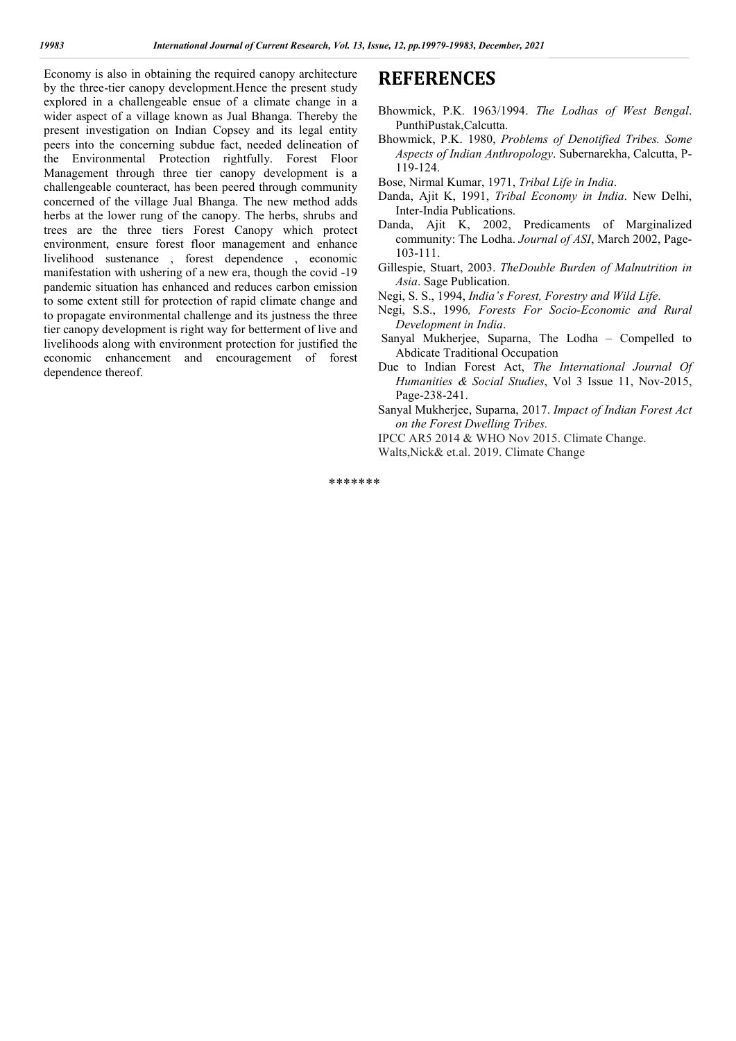Economy is also in obtaining the required canopy architecture by the three-tier canopy development.Hence the present study explored in a challengeable ensue of a climate change in a wider aspect of a village known as Jual Bhanga. Thereby the present investigation on Indian Copsey and its legal entity peers into the concerning subdue fact, needed delineation of the Environmental Protection rightfully. Forest Floor Management through three tier canopy development is a challengeable counteract, has been peered through community concerned of the village Jual Bhanga. The new method adds herbs at the lower rung of the canopy. The herbs, shrubs and trees are the three tiers Forest Canopy which protect environment, ensure forest floor management and enhance livelihood sustenance , forest dependence , economic manifestation with ushering of a new era, though the covid -19 pandemic situation has enhanced and reduces carbon emission to some extent still for protection of rapid climate change and to propagate environmental challenge and its justness the three tier canopy development is right way for betterment of live and livelihoods along with environment protection for justified the economic enhancement and encouragement of forest dependence thereof.

# REFERENCES

Bhowmick, P.K. 1963/1994. *The Lodhas of West Bengal*. PunthiPustak,Calcutta.

Bhowmick, P.K. 1980, *Problems of Denotified Tribes. Some Aspects of Indian Anthropology*. Subernarekha, Calcutta, P-119-124.

Bose, Nirmal Kumar, 1971, *Tribal Life in India*.

Danda, Ajit K, 1991, *Tribal Economy in India*. New Delhi, Inter-India Publications.

Danda, Ajit K, 2002, Predicaments of Marginalized community: The Lodha. *Journal of ASI*, March 2002, Page-103-111.

Gillespie, Stuart, 2003. *TheDouble Burden of Malnutrition in Asia*. Sage Publication.

Negi, S. S., 1994, *India's Forest, Forestry and Wild Life*.

Negi, S.S., 1996*, Forests For Socio-Economic and Rural Development in India*.

Sanyal Mukherjee, Suparna, The Lodha – Compelled to Abdicate Traditional Occupation

Due to Indian Forest Act, *The International Journal Of Humanities & Social Studies*, Vol 3 Issue 11, Nov-2015, Page-238-241.

Sanyal Mukherjee, Suparna, 2017. *Impact of Indian Forest Act on the Forest Dwelling Tribes.*

IPCC AR5 2014 & WHO Nov 2015. Climate Change.

Walts,Nick& et.al. 2019. Climate Change

\*\*\*\*\*\*\*